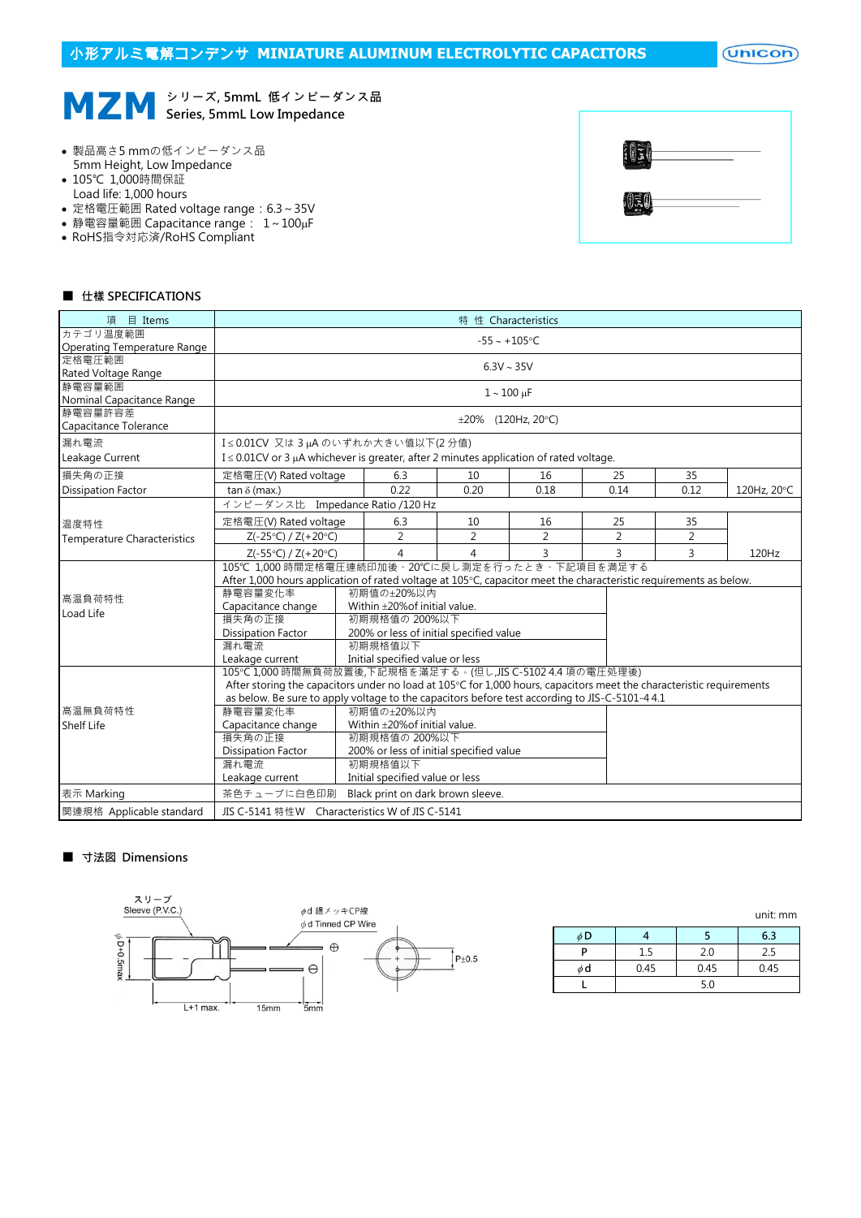# 小形アルミ電解コンデンサ MINIATURE ALUMINUM ELECTROLYTIC CAPACITORS

## MZM シリーズ, 5mmL 低インピーダンス品 Series, 5mmL Low Impedance

- 製品高さ5 mmの低インピーダンス品
  5mm Height, Low Impedance
- 105℃ 1,000時間保証
  Load life: 1,000 hours
- 定格電圧範囲 Rated voltage range：6.3～35V
- 静電容量範囲 Capacitance range： 1～100µF
- RoHS指令対応済/RoHS Compliant

### ■ 仕様 SPECIFICATIONS

| 項 目 Items | 特 性 Characteristics | | | | | | |
|---|---|---|---|---|---|---|---|
| カテゴリ温度範囲 Operating Temperature Range | -55～+105℃ | | | | | | |
| 定格電圧範囲 Rated Voltage Range | 6.3V～35V | | | | | | |
| 静電容量範囲 Nominal Capacitance Range | 1～100 µF | | | | | | |
| 静電容量許容差 Capacitance Tolerance | ±20% (120Hz, 20℃) | | | | | | |
| 漏れ電流 Leakage Current | I≦0.01CV 又は 3 µA のいずれか大きい値以下(2 分値) I≦0.01CV or 3 µA whichever is greater, after 2 minutes application of rated voltage. | | | | | | |
| 損失角の正接 Dissipation Factor | 定格電圧(V) Rated voltage | 6.3 | 10 | 16 | 25 | 35 | |
| | tan δ (max.) | 0.22 | 0.20 | 0.18 | 0.14 | 0.12 | 120Hz, 20℃ |
| 温度特性 Temperature Characteristics | インピーダンス比 Impedance Ratio /120 Hz | | | | | | |
| | 定格電圧(V) Rated voltage | 6.3 | 10 | 16 | 25 | 35 | |
| | Z(-25℃) / Z(+20℃) | 2 | 2 | 2 | 2 | 2 | |
| | Z(-55℃) / Z(+20℃) | 4 | 4 | 3 | 3 | 3 | 120Hz |
| 高温負荷特性 Load Life | 105℃ 1,000 時間定格電圧連続印加後、20℃に戻し測定を行ったとき、下記項目を満足する After 1,000 hours application of rated voltage at 105℃, capacitor meet the characteristic requirements as below. | | | | | | |
| | 静電容量変化率 Capacitance change | 初期値の±20%以内 Within ±20%of initial value. | | | | | |
| | 損失角の正接 Dissipation Factor | 初期規格値の 200%以下 200% or less of initial specified value | | | | | |
| | 漏れ電流 Leakage current | 初期規格値以下 Initial specified value or less | | | | | |
| 高温無負荷特性 Shelf Life | 105℃ 1,000 時間無負荷放置後,下記規格を満足する。(但し,JIS C-5102 4.4 項の電圧処理後) After storing the capacitors under no load at 105℃ for 1,000 hours, capacitors meet the characteristic requirements as below. Be sure to apply voltage to the capacitors before test according to JIS-C-5101-4 4.1 | | | | | | |
| | 静電容量変化率 Capacitance change | 初期値の±20%以内 Within ±20%of initial value. | | | | | |
| | 損失角の正接 Dissipation Factor | 初期規格値の 200%以下 200% or less of initial specified value | | | | | |
| | 漏れ電流 Leakage current | 初期規格値以下 Initial specified value or less | | | | | |
| 表示 Marking | 茶色チューブに白色印刷 Black print on dark brown sleeve. | | | | | | |
| 関連規格 Applicable standard | JIS C-5141 特性W Characteristics W of JIS C-5141 | | | | | | |

### ■ 寸法図 Dimensions

スリーブ Sleeve (P.V.C.)
φd 錫メッキCP線 φd Tinned CP Wire
φD+0.5max
L+1 max. 15mm 5mm
P±0.5

unit: mm

| φD | 4 | 5 | 6.3 |
|---|---|---|---|
| P | 1.5 | 2.0 | 2.5 |
| φd | 0.45 | 0.45 | 0.45 |
| L | 5.0 | | |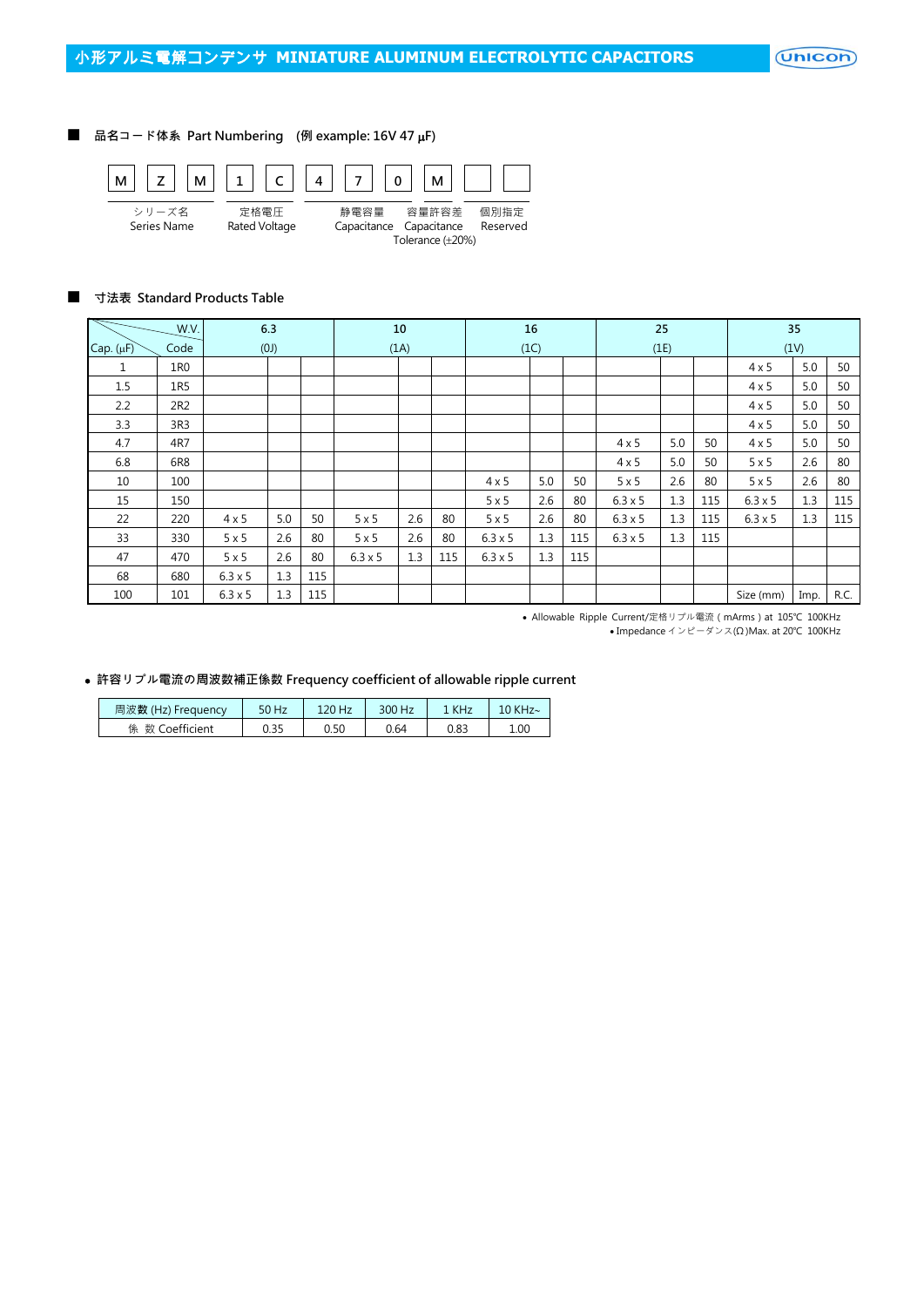# 小形アルミ電解コンデンサ MINIATURE ALUMINUM ELECTROLYTIC CAPACITORS

## ■ 品名コード体系 Part Numbering (例 example: 16V 47 μF)

| M | Z | M | 1 | C | 4 | 7 | 0 | M | | |
|---|---|---|---|---|---|---|---|---|---|---|
| シリーズ名 Series Name | | | 定格電圧 Rated Voltage | | 静電容量 Capacitance | | | 容量許容差 Capacitance Tolerance (±20%) | 個別指定 Reserved | |

## ■ 寸法表 Standard Products Table

| Cap. (μF) \ W.V. | Code | 6.3 (0J) | | | 10 (1A) | | | 16 (1C) | | | 25 (1E) | | | 35 (1V) | | |
|---|---|---|---|---|---|---|---|---|---|---|---|---|---|---|---|---|
| 1 | 1R0 | | | | | | | | | | | | | 4 x 5 | 5.0 | 50 |
| 1.5 | 1R5 | | | | | | | | | | | | | 4 x 5 | 5.0 | 50 |
| 2.2 | 2R2 | | | | | | | | | | | | | 4 x 5 | 5.0 | 50 |
| 3.3 | 3R3 | | | | | | | | | | | | | 4 x 5 | 5.0 | 50 |
| 4.7 | 4R7 | | | | | | | | | | 4 x 5 | 5.0 | 50 | 4 x 5 | 5.0 | 50 |
| 6.8 | 6R8 | | | | | | | | | | 4 x 5 | 5.0 | 50 | 5 x 5 | 2.6 | 80 |
| 10 | 100 | | | | | | | 4 x 5 | 5.0 | 50 | 5 x 5 | 2.6 | 80 | 5 x 5 | 2.6 | 80 |
| 15 | 150 | | | | | | | 5 x 5 | 2.6 | 80 | 6.3 x 5 | 1.3 | 115 | 6.3 x 5 | 1.3 | 115 |
| 22 | 220 | 4 x 5 | 5.0 | 50 | 5 x 5 | 2.6 | 80 | 5 x 5 | 2.6 | 80 | 6.3 x 5 | 1.3 | 115 | 6.3 x 5 | 1.3 | 115 |
| 33 | 330 | 5 x 5 | 2.6 | 80 | 5 x 5 | 2.6 | 80 | 6.3 x 5 | 1.3 | 115 | 6.3 x 5 | 1.3 | 115 | | | |
| 47 | 470 | 5 x 5 | 2.6 | 80 | 6.3 x 5 | 1.3 | 115 | 6.3 x 5 | 1.3 | 115 | | | | | | |
| 68 | 680 | 6.3 x 5 | 1.3 | 115 | | | | | | | | | | | | |
| 100 | 101 | 6.3 x 5 | 1.3 | 115 | | | | | | | | | | Size (mm) | Imp. | R.C. |

• Allowable Ripple Current/定格リプル電流 ( mArms ) at 105℃ 100KHz

• Impedance インピーダンス(Ω)Max. at 20℃ 100KHz

## • 許容リプル電流の周波数補正係数 Frequency coefficient of allowable ripple current

| 周波数 (Hz) Frequency | 50 Hz | 120 Hz | 300 Hz | 1 KHz | 10 KHz~ |
|---|---|---|---|---|---|
| 係 数 Coefficient | 0.35 | 0.50 | 0.64 | 0.83 | 1.00 |